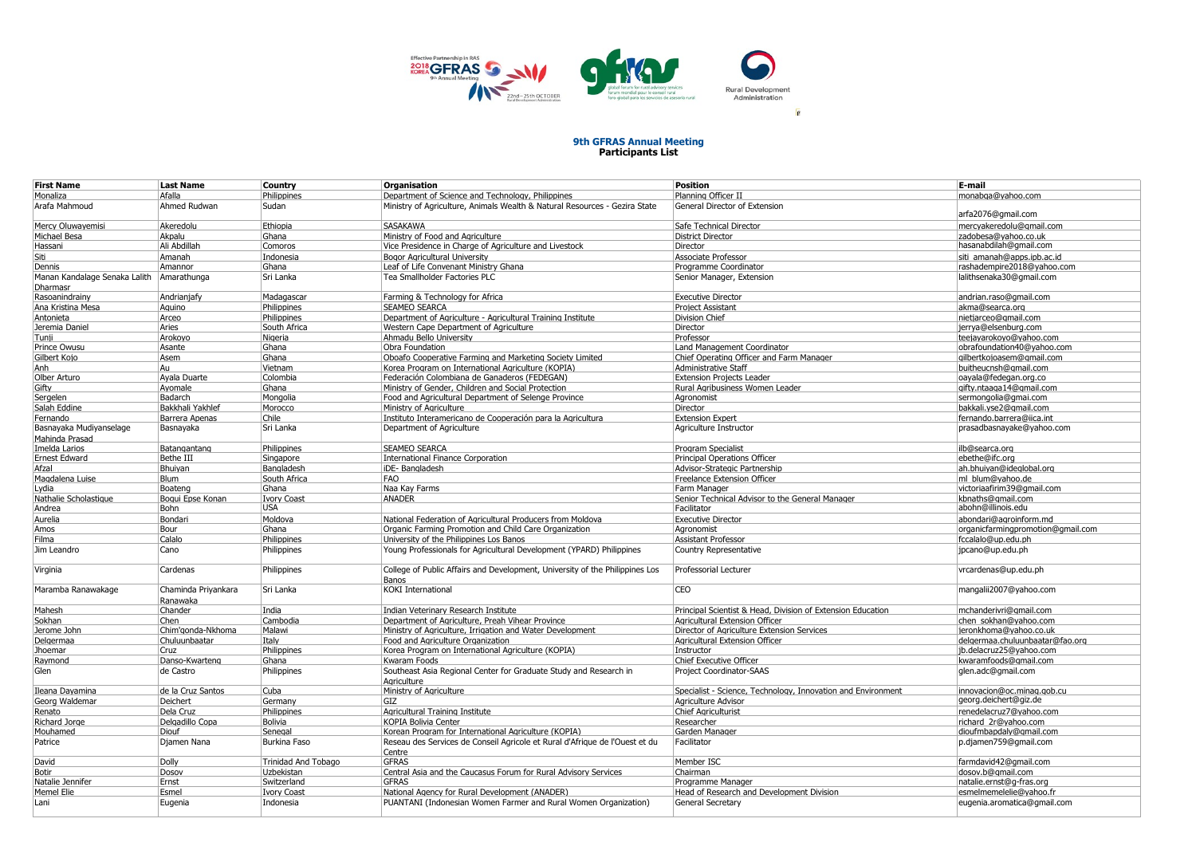## 9th GFRAS Annual Meeting
### Participants List

| First Name | Last Name | Country | Organisation | Position | E-mail |
|---|---|---|---|---|---|
| Monaliza | Afalla | Philippines | Department of Science and Technology, Philippines | Planning Officer II | monabqa@yahoo.com |
| Arafa Mahmoud | Ahmed Rudwan | Sudan | Ministry of Agriculture, Animals Wealth & Natural Resources - Gezira State | General Director of Extension | arfa2076@gmail.com |
| Mercy Oluwayemisi | Akeredolu | Ethiopia | SASAKAWA | Safe Technical Director | mercyakeredolu@gmail.com |
| Michael Besa | Akpalu | Ghana | Ministry of Food and Agriculture | District Director | zadobesa@yahoo.co.uk |
| Hassani | Ali Abdillah | Comoros | Vice Presidence in Charge of Agriculture and Livestock | Director | hasanabdilah@gmail.com |
| Siti | Amanah | Indonesia | Bogor Agricultural University | Associate Professor | siti_amanah@apps.ipb.ac.id |
| Dennis | Amannor | Ghana | Leaf of Life Convenant Ministry Ghana | Programme Coordinator | rashadempire2018@yahoo.com |
| Manan Kandalage Senaka Lalith Dharmasr | Amarathunga | Sri Lanka | Tea Smallholder Factories PLC | Senior Manager, Extension | lalithsenaka30@gmail.com |
| Rasoanindrainy | Andrianjafy | Madagascar | Farming & Technology for Africa | Executive Director | andrian.raso@gmail.com |
| Ana Kristina Mesa | Aquino | Philippines | SEAMEO SEARCA | Project Assistant | akma@searca.org |
| Antonieta | Arceo | Philippines | Department of Agriculture - Agricultural Training Institute | Division Chief | nietjarceo@gmail.com |
| Jeremia Daniel | Aries | South Africa | Western Cape Department of Agriculture | Director | jerrya@elsenburg.com |
| Tunji | Arokoyo | Nigeria | Ahmadu Bello University | Professor | teejayarokoyo@yahoo.com |
| Prince Owusu | Asante | Ghana | Obra Foundation | Land Management Coordinator | obrafoundation40@yahoo.com |
| Gilbert Kojo | Asem | Ghana | Oboafo Cooperative Farming and Marketing Society Limited | Chief Operating Officer and Farm Manager | gilbertkojoasem@gmail.com |
| Anh | Au | Vietnam | Korea Program on International Agriculture (KOPIA) | Administrative Staff | buitheucnsh@gmail.com |
| Olber Arturo | Ayala Duarte | Colombia | Federación Colombiana de Ganaderos (FEDEGAN) | Extension Projects Leader | oayala@fedegan.org.co |
| Gifty | Ayomale | Ghana | Ministry of Gender, Children and Social Protection | Rural Agribusiness Women Leader | gifty.ntaaga14@gmail.com |
| Sergelen | Badarch | Mongolia | Food and Agricultural Department of Selenge Province | Agronomist | sermongolia@gmai.com |
| Salah Eddine | Bakkhali Yakhlef | Morocco | Ministry of Agriculture | Director | bakkali.yse2@gmail.com |
| Fernando | Barrera Apenas | Chile | Instituto Interamericano de Cooperación para la Agricultura | Extension Expert | fernando.barrera@iica.int |
| Basnayaka Mudiyanselage Mahinda Prasad | Basnayaka | Sri Lanka | Department of Agriculture | Agriculture Instructor | prasadbasnayake@yahoo.com |
| Imelda Larios | Batangantang | Philippines | SEAMEO SEARCA | Program Specialist | ilb@searca.org |
| Ernest Edward | Bethe III | Singapore | International Finance Corporation | Principal Operations Officer | ebethe@ifc.org |
| Afzal | Bhuiyan | Bangladesh | iDE- Bangladesh | Advisor-Strategic Partnership | ah.bhuiyan@ideglobal.org |
| Magdalena Luise | Blum | South Africa | FAO | Freelance Extension Officer | ml_blum@yahoo.de |
| Lydia | Boateng | Ghana | Naa Kay Farms | Farm Manager | victoriaafirim39@gmail.com |
| Nathalie Scholastique | Bogui Epse Konan | Ivory Coast | ANADER | Senior Technical Advisor to the General Manager | kbnaths@gmail.com |
| Andrea | Bohn | USA | | Facilitator | abohn@illinois.edu |
| Aurelia | Bondari | Moldova | National Federation of Agricultural Producers from Moldova | Executive Director | abondari@agroinform.md |
| Amos | Bour | Ghana | Organic Farming Promotion and Child Care Organization | Agronomist | organicfarmingpromotion@gmail.com |
| Filma | Calalo | Philippines | University of the Philippines Los Banos | Assistant Professor | fccalalo@up.edu.ph |
| Jim Leandro | Cano | Philippines | Young Professionals for Agricultural Development (YPARD) Philippines | Country Representative | jpcano@up.edu.ph |
| Virginia | Cardenas | Philippines | College of Public Affairs and Development, University of the Philippines Los Banos | Professorial Lecturer | vrcardenas@up.edu.ph |
| Maramba Ranawakage | Chaminda Priyankara Ranawaka | Sri Lanka | KOKI International | CEO | mangalii2007@yahoo.com |
| Mahesh | Chander | India | Indian Veterinary Research Institute | Principal Scientist & Head, Division of Extension Education | mchanderivri@gmail.com |
| Sokhan | Chen | Cambodia | Department of Agriculture, Preah Vihear Province | Agricultural Extension Officer | chen_sokhan@yahoo.com |
| Jerome John | Chim'gonda-Nkhoma | Malawi | Ministry of Agriculture, Irrigation and Water Development | Director of Agriculture Extension Services | jeronkhoma@yahoo.co.uk |
| Delgermaa | Chuluunbaatar | Italy | Food and Agriculture Organization | Agricultural Extension Officer | delgermaa.chuluunbaatar@fao.org |
| Jhoemar | Cruz | Philippines | Korea Program on International Agriculture (KOPIA) | Instructor | jb.delacruz25@yahoo.com |
| Raymond | Danso-Kwarteng | Ghana | Kwaram Foods | Chief Executive Officer | kwaramfoods@gmail.com |
| Glen | de Castro | Philippines | Southeast Asia Regional Center for Graduate Study and Research in Agriculture | Project Coordinator-SAAS | glen.adc@gmail.com |
| Ileana Dayamina | de la Cruz Santos | Cuba | Ministry of Agriculture | Specialist - Science, Technology, Innovation and Environment | innovacion@oc.minag.gob.cu |
| Georg Waldemar | Deichert | Germany | GIZ | Agriculture Advisor | georg.deichert@giz.de |
| Renato | Dela Cruz | Philippines | Agricultural Training Institute | Chief Agriculturist | renedelacruz7@yahoo.com |
| Richard Jorge | Delgadillo Copa | Bolivia | KOPIA Bolivia Center | Researcher | richard_2r@yahoo.com |
| Mouhamed | Diouf | Senegal | Korean Program for International Agriculture (KOPIA) | Garden Manager | dioufmbapdaly@gmail.com |
| Patrice | Djamen Nana | Burkina Faso | Reseau des Services de Conseil Agricole et Rural d'Afrique de l'Ouest et du Centre | Facilitator | p.djamen759@gmail.com |
| David | Dolly | Trinidad And Tobago | GFRAS | Member ISC | farmdavid42@gmail.com |
| Botir | Dosov | Uzbekistan | Central Asia and the Caucasus Forum for Rural Advisory Services | Chairman | dosov.b@gmail.com |
| Natalie Jennifer | Ernst | Switzerland | GFRAS | Programme Manager | natalie.ernst@g-fras.org |
| Memel Elie | Esmel | Ivory Coast | National Agency for Rural Development (ANADER) | Head of Research and Development Division | esmelmemelelie@yahoo.fr |
| Lani | Eugenia | Indonesia | PUANTANI (Indonesian Women Farmer and Rural Women Organization) | General Secretary | eugenia.aromatica@gmail.com |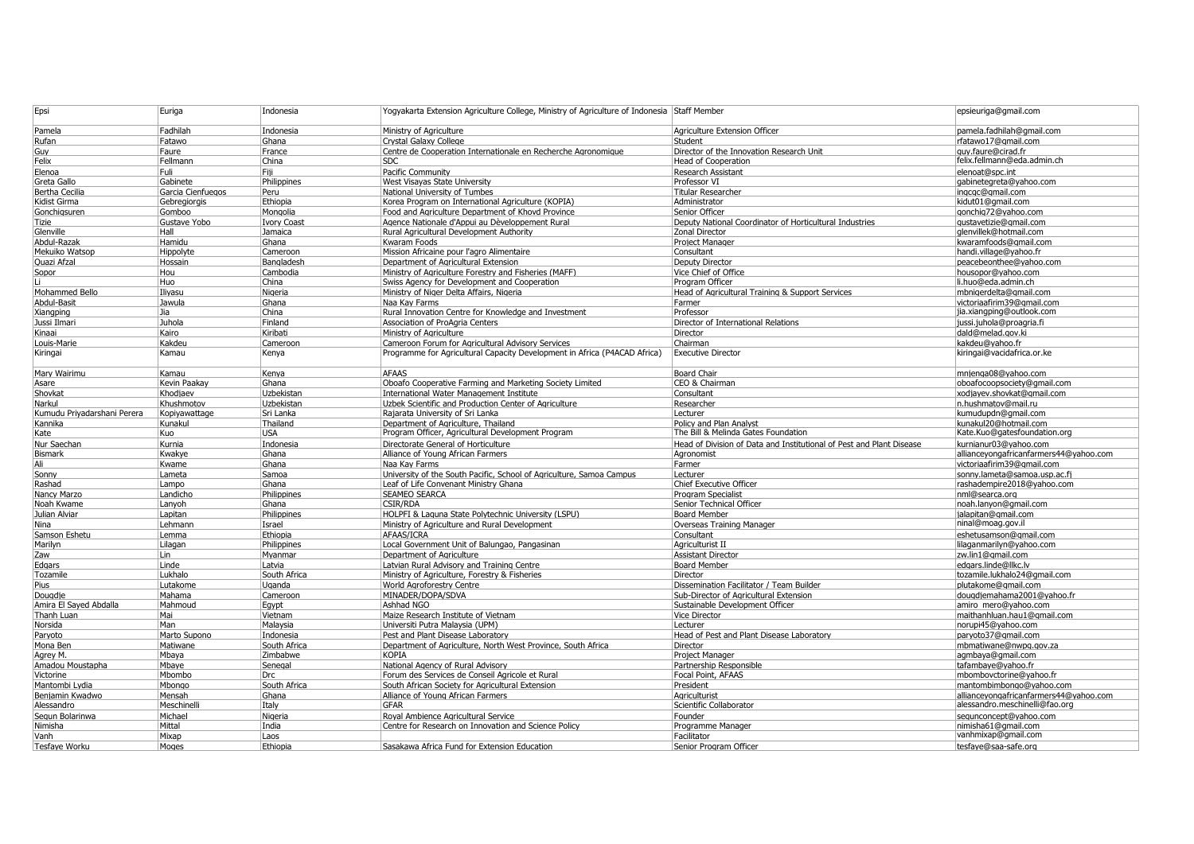| | | | | | |
|---|---|---|---|---|---|
| Epsi | Euriga | Indonesia | Yogyakarta Extension Agriculture College, Ministry of Agriculture of Indonesia | Staff Member | epsieuriga@gmail.com |
| Pamela | Fadhilah | Indonesia | Ministry of Agriculture | Agriculture Extension Officer | pamela.fadhilah@gmail.com |
| Rufan | Fatawo | Ghana | Crystal Galaxy College | Student | rfatawo17@gmail.com |
| Guy | Faure | France | Centre de Cooperation Internationale en Recherche Agronomique | Director of the Innovation Research Unit | guy.faure@cirad.fr |
| Felix | Fellmann | China | SDC | Head of Cooperation | felix.fellmann@eda.admin.ch |
| Elenoa | Fuli | Fiji | Pacific Community | Research Assistant | elenoat@spc.int |
| Greta Gallo | Gabinete | Philippines | West Visayas State University | Professor VI | gabinetegreta@yahoo.com |
| Bertha Cecilia | Garcia Cienfuegos | Peru | National University of Tumbes | Titular Researcher | ingcgc@gmail.com |
| Kidist Girma | Gebregiorgis | Ethiopia | Korea Program on International Agriculture (KOPIA) | Administrator | kidut01@gmail.com |
| Gonchigsuren | Gomboo | Mongolia | Food and Agriculture Department of Khovd Province | Senior Officer | gonchig72@yahoo.com |
| Tizie | Gustave Yobo | Ivory Coast | Agence Nationale d'Appui au Dèveloppement Rural | Deputy National Coordinator of Horticultural Industries | gustavetizie@gmail.com |
| Glenville | Hall | Jamaica | Rural Agricultural Development Authority | Zonal Director | glenvillek@hotmail.com |
| Abdul-Razak | Hamidu | Ghana | Kwaram Foods | Project Manager | kwaramfoods@gmail.com |
| Mekuiko Watsop | Hippolyte | Cameroon | Mission Africaine pour l'agro Alimentaire | Consultant | handi.village@yahoo.fr |
| Quazi Afzal | Hossain | Bangladesh | Department of Agricultural Extension | Deputy Director | peacebeonthee@yahoo.com |
| Sopor | Hou | Cambodia | Ministry of Agriculture Forestry and Fisheries (MAFF) | Vice Chief of Office | housopor@yahoo.com |
| Li | Huo | China | Swiss Agency for Development and Cooperation | Program Officer | li.huo@eda.admin.ch |
| Mohammed Bello | Iliyasu | Nigeria | Ministry of Niger Delta Affairs, Nigeria | Head of Agricultural Training & Support Services | mbnigerdelta@gmail.com |
| Abdul-Basit | Jawula | Ghana | Naa Kay Farms | Farmer | victoriaafirim39@gmail.com |
| Xiangping | Jia | China | Rural Innovation Centre for Knowledge and Investment | Professor | jia.xiangping@outlook.com |
| Jussi Ilmari | Juhola | Finland | Association of ProAgria Centers | Director of International Relations | jussi.juhola@proagria.fi |
| Kinaai | Kairo | Kiribati | Ministry of Agriculture | Director | dald@melad.gov.ki |
| Louis-Marie | Kakdeu | Cameroon | Cameroon Forum for Agricultural Advisory Services | Chairman | kakdeu@yahoo.fr |
| Kiringai | Kamau | Kenya | Programme for Agricultural Capacity Development in Africa (P4ACAD Africa) | Executive Director | kiringai@vacidafrica.or.ke |
| Mary Wairimu | Kamau | Kenya | AFAAS | Board Chair | mnjenga08@yahoo.com |
| Asare | Kevin Paakay | Ghana | Oboafo Cooperative Farming and Marketing Society Limited | CEO & Chairman | oboafocoopsociety@gmail.com |
| Shovkat | Khodjaev | Uzbekistan | International Water Management Institute | Consultant | xodjayev.shovkat@gmail.com |
| Narkul | Khushmotov | Uzbekistan | Uzbek Scientific and Production Center of Agriculture | Researcher | n.hushmatov@mail.ru |
| Kumudu Priyadarshani Perera | Kopiyawattage | Sri Lanka | Rajarata University of Sri Lanka | Lecturer | kumudupdn@gmail.com |
| Kannika | Kunakul | Thailand | Department of Agriculture, Thailand | Policy and Plan Analyst | kunakul20@hotmail.com |
| Kate | Kuo | USA | Program Officer, Agricultural Development Program | The Bill & Melinda Gates Foundation | Kate.Kuo@gatesfoundation.org |
| Nur Saechan | Kurnia | Indonesia | Directorate General of Horticulture | Head of Division of Data and Institutional of Pest and Plant Disease | kurnianur03@yahoo.com |
| Bismark | Kwakye | Ghana | Alliance of Young African Farmers | Agronomist | allianceyongafricanfarmers44@yahoo.com |
| Ali | Kwame | Ghana | Naa Kay Farms | Farmer | victoriaafirim39@gmail.com |
| Sonny | Lameta | Samoa | University of the South Pacific, School of Agriculture, Samoa Campus | Lecturer | sonny.lameta@samoa.usp.ac.fj |
| Rashad | Lampo | Ghana | Leaf of Life Convenant Ministry Ghana | Chief Executive Officer | rashadempire2018@yahoo.com |
| Nancy Marzo | Landicho | Philippines | SEAMEO SEARCA | Program Specialist | nml@searca.org |
| Noah Kwame | Lanyoh | Ghana | CSIR/RDA | Senior Technical Officer | noah.lanyon@gmail.com |
| Julian Alviar | Lapitan | Philippines | HOLPFI & Laguna State Polytechnic University (LSPU) | Board Member | jalapitan@gmail.com |
| Nina | Lehmann | Israel | Ministry of Agriculture and Rural Development | Overseas Training Manager | ninal@moag.gov.il |
| Samson Eshetu | Lemma | Ethiopia | AFAAS/ICRA | Consultant | eshetusamson@gmail.com |
| Marilyn | Lilagan | Philippines | Local Government Unit of Balungao, Pangasinan | Agriculturist II | lilaganmarilyn@yahoo.com |
| Zaw | Lin | Myanmar | Department of Agriculture | Assistant Director | zw.lin1@gmail.com |
| Edgars | Linde | Latvia | Latvian Rural Advisory and Training Centre | Board Member | edgars.linde@llkc.lv |
| Tozamile | Lukhalo | South Africa | Ministry of Agriculture, Forestry & Fisheries | Director | tozamile.lukhalo24@gmail.com |
| Pius | Lutakome | Uganda | World Agroforestry Centre | Dissemination Facilitator / Team Builder | plutakome@gmail.com |
| Dougdje | Mahama | Cameroon | MINADER/DOPA/SDVA | Sub-Director of Agricultural Extension | dougdjemahama2001@yahoo.fr |
| Amira El Sayed Abdalla | Mahmoud | Egypt | Ashhad NGO | Sustainable Development Officer | amiro_mero@yahoo.com |
| Thanh Luan | Mai | Vietnam | Maize Research Institute of Vietnam | Vice Director | maithanhluan.hau1@gmail.com |
| Norsida | Man | Malaysia | Universiti Putra Malaysia (UPM) | Lecturer | norupi45@yahoo.com |
| Paryoto | Marto Supono | Indonesia | Pest and Plant Disease Laboratory | Head of Pest and Plant Disease Laboratory | paryoto37@gmail.com |
| Mona Ben | Matiwane | South Africa | Department of Agriculture, North West Province, South Africa | Director | mbmatiwane@nwpg.gov.za |
| Agrey M. | Mbaya | Zimbabwe | KOPIA | Project Manager | agmbaya@gmail.com |
| Amadou Moustapha | Mbaye | Senegal | National Agency of Rural Advisory | Partnership Responsible | tafambaye@yahoo.fr |
| Victorine | Mbombo | Drc | Forum des Services de Conseil Agricole et Rural | Focal Point, AFAAS | mbombovctorine@yahoo.fr |
| Mantombi Lydia | Mbongo | South Africa | South African Society for Agricultural Extension | President | mantombimbongo@yahoo.com |
| Benjamin Kwadwo | Mensah | Ghana | Alliance of Young African Farmers | Agriculturist | allianceyongafricanfarmers44@yahoo.com |
| Alessandro | Meschinelli | Italy | GFAR | Scientific Collaborator | alessandro.meschinelli@fao.org |
| Segun Bolarinwa | Michael | Nigeria | Royal Ambience Agricultural Service | Founder | segunconcept@yahoo.com |
| Nimisha | Mittal | India | Centre for Research on Innovation and Science Policy | Programme Manager | nimisha61@gmail.com |
| Vanh | Mixap | Laos | | Facilitator | vanhmixap@gmail.com |
| Tesfaye Worku | Moges | Ethiopia | Sasakawa Africa Fund for Extension Education | Senior Program Officer | tesfaye@saa-safe.org |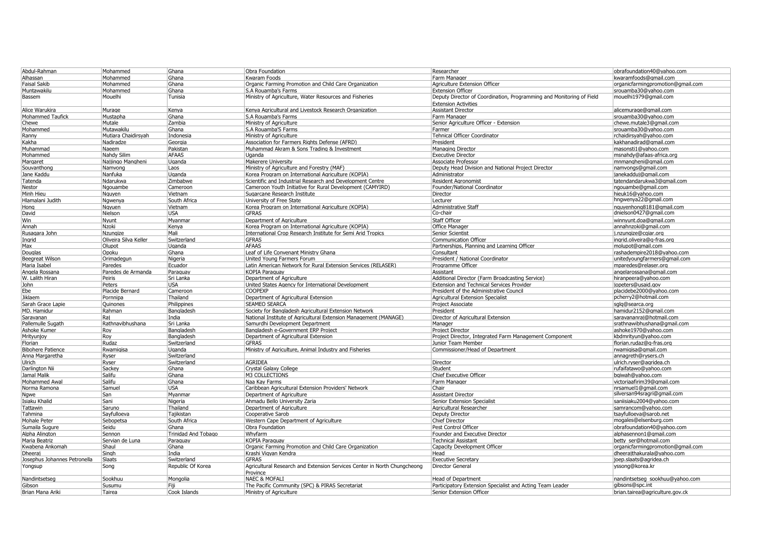| | | | | | |
|---|---|---|---|---|---|
| Abdul-Rahman | Mohammed | Ghana | Obra Foundation | Researcher | obrafoundation40@yahoo.com |
| Alhassan | Mohammed | Ghana | Kwaram Foods | Farm Manager | kwaramfoods@gmail.com |
| Faisal Sakib | Mohammed | Ghana | Organic Farming Promotion and Child Care Organization | Agriculture Extension Officer | organicfarmingpromotion@gmail.com |
| Muntawakilu | Mohammed | Ghana | S.A Rouamba's Farms | Extension Officer | srouamba30@yahoo.com |
| Bassem | Mouelhi | Tunisia | Ministry of Agriculture, Water Resources and Fisheries | Deputy Director of Coordination, Programming and Monitoring of Field Extension Activities | mouelhi1979@gmail.com |
| Alice Warukira | Murage | Kenya | Kenya Agricultural and Livestock Research Organization | Assistant Director | alicemurage@gmail.com |
| Mohammed Taufick | Mustapha | Ghana | S.A Rouamba's Farms | Farm Manager | srouamba30@yahoo.com |
| Chewe | Mutale | Zambia | Ministry of Agriculture | Senior Agriculture Officer - Extension | chewe.mutale3@gmail.com |
| Mohammed | Mutawakilu | Ghana | S.A Rouamba'S Farms | Farmer | srouamba30@yahoo.com |
| Ranny | Mutiara Chaidirsyah | Indonesia | Ministry of Agriculture | Tehnical Officer Coordinator | rchaidirsyah@yahoo.com |
| Kakha | Nadiradze | Georgia | Association for Farmers Rights Defense (AFRD) | President | kakhanadirad@gmail.com |
| Muhammad | Naeem | Pakistan | Muhammad Akram & Sons Trading & Investment | Managing Director | masonsti1@yahoo.com |
| Mohammed | Nahdy Silim | AFAAS | Uganda | Executive Director | msnahdy@afaas-africa.org |
| Margaret | Najjingo Mangheni | Uganda | Makerere University | Associate Professor | mnmangheni@gmail.com |
| Souvanthong | Namvong | Laos | Ministry of Agriculture and Forestry (MAF) | Deputy Head Division and National Project Director | namvongs@gmail.com |
| Jane Kaddu | Nanfuka | Uganda | Korea Program on International Agriculture (KOPIA) | Administrator | janekadduj@gmail.com |
| Tatenda | Ndarukwa | Zimbabwe | Scientific and Industrial Research and Development Centre | Resident Agronomist | tatendandarukwa3@gmail.com |
| Nestor | Ngouambe | Cameroon | Cameroon Youth Initiative for Rural Development (CAMYIRD) | Founder/National Coordinator | ngouambe@gmail.com |
| Minh Hieu | Nguyen | Vietnam | Sugarcane Research Institute | Director | hieuk16@yahoo.com |
| Hlamalani Judith | Ngwenya | South Africa | University of Free State | Lecturer | hngwenya22@gmail.com |
| Hong | Ngyuen | Vietnam | Korea Program on International Agriculture (KOPIA) | Administrative Staff | nguyenhong8181@gmail.com |
| David | Nielson | USA | GFRAS | Co-chair | dnielson0427@gmail.com |
| Win | Nyunt | Myanmar | Department of Agriculture | Staff Officer | winnyunt.doa@gmail.com |
| Annah | Nzoki | Kenya | Korea Program on International Agriculture (KOPIA) | Office Manager | annahnzoki@gmail.com |
| Rusagara John | Nzungize | Mali | International Crop Research Institute for Semi Arid Tropics | Senior Scientist | j.nzungize@cgiar.org |
| Ingrid | Oliveira Silva Keller | Switzerland | GFRAS | Communication Officer | ingrid.oliveira@g-fras.org |
| Max | Olupot | Uganda | AFAAS | Partnerships, Planning and Learning Officer | molupot@gmail.com |
| Douglas | Opoku | Ghana | Leaf of Life Convenant Ministry Ghana | Consultant | rashadempire2018@yahoo.com |
| Beegreat Wilson | Orimadegun | Nigeria | United Young Farmers Forum | President / National Coordinator | unitedyoungfarmers@gmail.com |
| Maria Isabel | Paredes | Ecuador | Latin American Network for Rural Extension Services (RELASER) | Programme Officer | mparedes@relaser.org |
| Angela Rossana | Paredes de Armanda | Paraguay | KOPIA Paraguay | Assistant | angelarossana@gmail.com |
| W. Lalith Hiran | Peiris | Sri Lanka | Department of Agriculture | Additional Director (Farm Broadcasting Service) | hiranpeera@yahoo.com |
| John | Peters | USA | United States Agency for International Development | Extension and Technical Services Provider | jopeters@usaid.gov |
| Ebe | Placide Bernard | Cameroon | COOPEXP | President of the Administrative Council | placidebe2000@yahoo.com |
| Jiklaem | Pornnipa | Thailand | Department of Agricultural Extension | Agricultural Extension Specialist | pcherry2@hotmail.com |
| Sarah Grace Lapie | Quinones | Philippines | SEAMEO SEARCA | Project Associate | sglq@searca.org |
| MD. Hamidur | Rahman | Bangladesh | Society for Bangladesh Agricultural Extension Network | President | hamidur2152@gmail.com |
| Saravanan | Raj | India | National Institute of Agricultural Extension Management (MANAGE) | Director of Agricultural Extension | saravananraj@hotmail.com |
| Pallemulle Sugath | Rathnavibhushana | Sri Lanka | Samurdhi Development Department | Manager | srathnawibhushana@gmail.com |
| Ashoke Kumer | Roy | Bangladesh | Bangladesh e-Government ERP Project | Project Director | ashoke1970@yahoo.com |
| Mrityunjoy | Roy | Bangladesh | Department of Agricultural Extension | Project Director, Integrated Farm Management Component | kbdmrityun@yahoo.com |
| Florian | Rudaz | Switzerland | GFRAS | Junior Team Member | florian.rudaz@g-fras.org |
| Bibohere Patience | Rwamigisa | Uganda | Ministry of Agriculture, Animal Industry and Fisheries | Commissioner/Head of Department | rwamigisa@gmail.com |
| Anna Margaretha | Ryser | Switzerland | | | annagreth@rysers.ch |
| Ulrich | Ryser | Switzerland | AGRIDEA | Director | ulrich.ryser@agridea.ch |
| Darlington Nii | Sackey | Ghana | Crystal Galaxy College | Student | rufaifatawo@yahoo.com |
| Jamal Malik | Salifu | Ghana | M3 COLLECTIONS | Chief Executive Officer | bgiwah@yahoo.com |
| Mohammed Awal | Salifu | Ghana | Naa Kay Farms | Farm Manager | victoriaafirim39@gmail.com |
| Norma Ramona | Samuel | USA | Caribbean Agricultural Extension Providers' Network | Chair | nrsamuel1@gmail.com |
| Ngwe | San | Myanmar | Department of Agriculture | Assistant Director | silversan94sragri@gmail.com |
| Isiaku Khalid | Sani | Nigeria | Ahmadu Bello University Zaria | Senior Extension Specialist | saniisiaku2004@yahoo.com |
| Tattawin | Saruno | Thailand | Department of Agriculture | Agricultural Researcher | samrancom@yahoo.com |
| Tahmina | Sayfulloeva | Tajikistan | Cooperative Sarob | Deputy Director | tsayfulloeva@sarob.net |
| Mohale Peter | Sebopetsa | South Africa | Western Cape Department of Agriculture | Chief Director | mogales@elsenburg.com |
| Sumaila Sugure | Seidu | Ghana | Obra Foundation | Pest Control Officer | obrafoundation40@yahoo.com |
| Alpha Alington | Sennon | Trinidad And Tobago | Whyfarm | Founder and Executive Director | alphasennon1@gmail.com |
| Maria Beatriz | Servian de Luna | Paraguay | KOPIA Paraguay | Technical Assistant | betty_ser@hotmail.com |
| Kwabena Ankomah | Shaul | Ghana | Organic Farming Promotion and Child Care Organization | Capacity Development Officer | organicfarmingpromotion@gmail.com |
| Dheeraj | Singh | India | Krashi Vigyan Kendra | Head | dheerajthakurala@yahoo.com |
| Josephus Johannes Petronella | Slaats | Switzerland | GFRAS | Executive Secretary | joep.slaats@agridea.ch |
| Yongsup | Song | Republic Of Korea | Agricultural Research and Extension Services Center in North Chungcheong Province | Director General | yssong@korea.kr |
| Nandintsetseg | Sookhuu | Mongolia | NAEC & MOFALI | Head of Department | nandintsetseg_sookhuu@yahoo.com |
| Gibson | Susumu | Fiji | The Pacific Community (SPC) & PIRAS Secretariat | Participatory Extension Specialist and Acting Team Leader | gibsons@spc.int |
| Brian Mana Ariki | Tairea | Cook Islands | Ministry of Agriculture | Senior Extension Officer | brian.tairea@agriculture.gov.ck |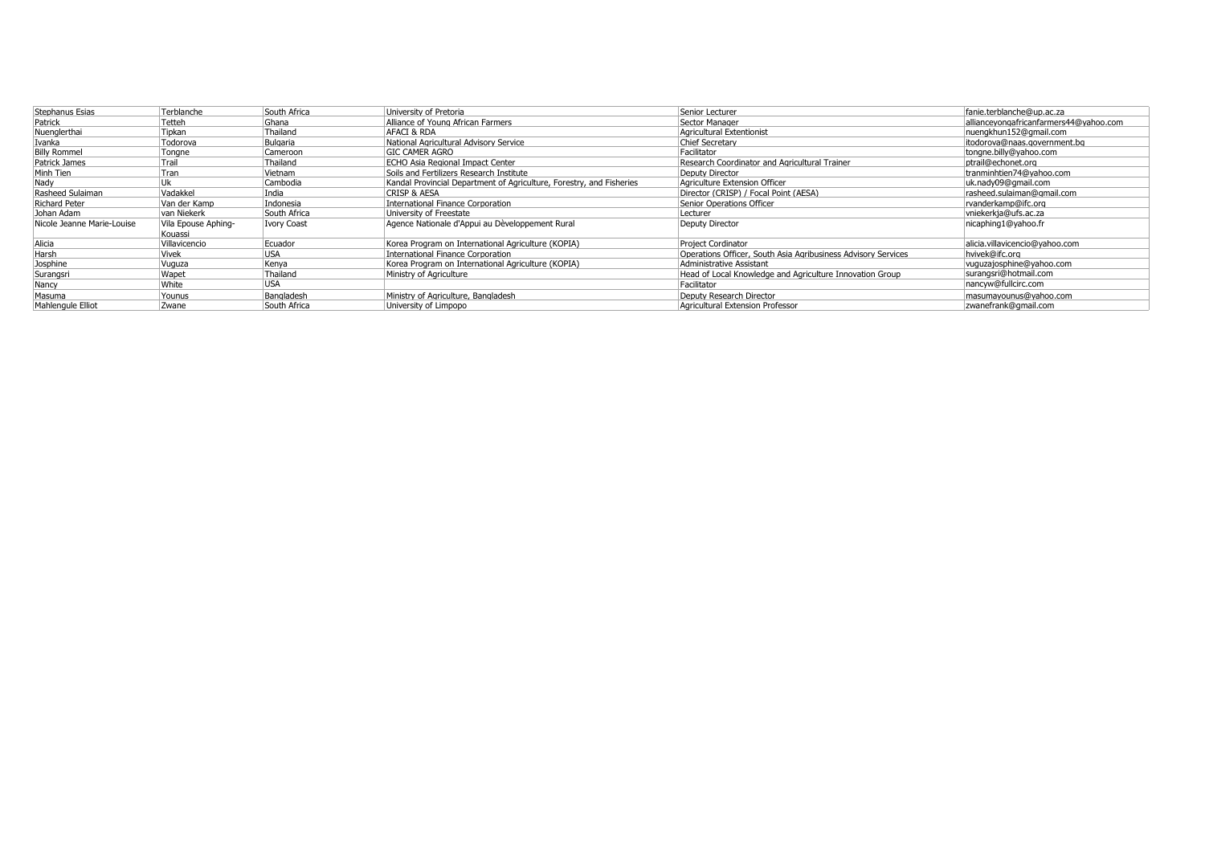| | | | | | |
|---|---|---|---|---|---|
| Stephanus Esias | Terblanche | South Africa | University of Pretoria | Senior Lecturer | fanie.terblanche@up.ac.za |
| Patrick | Tetteh | Ghana | Alliance of Young African Farmers | Sector Manager | allianceyongafricanfarmers44@yahoo.com |
| Nuenglerthai | Tipkan | Thailand | AFACI & RDA | Agricultural Extentionist | nuengkhun152@gmail.com |
| Ivanka | Todorova | Bulgaria | National Agricultural Advisory Service | Chief Secretary | itodorova@naas.government.bg |
| Billy Rommel | Tongne | Cameroon | GIC CAMER AGRO | Facilitator | tongne.billy@yahoo.com |
| Patrick James | Trail | Thailand | ECHO Asia Regional Impact Center | Research Coordinator and Agricultural Trainer | ptrail@echonet.org |
| Minh Tien | Tran | Vietnam | Soils and Fertilizers Research Institute | Deputy Director | tranminhtien74@yahoo.com |
| Nady | Uk | Cambodia | Kandal Provincial Department of Agriculture, Forestry, and Fisheries | Agriculture Extension Officer | uk.nady09@gmail.com |
| Rasheed Sulaiman | Vadakkel | India | CRISP & AESA | Director (CRISP) / Focal Point (AESA) | rasheed.sulaiman@gmail.com |
| Richard Peter | Van der Kamp | Indonesia | International Finance Corporation | Senior Operations Officer | rvanderkamp@ifc.org |
| Johan Adam | van Niekerk | South Africa | University of Freestate | Lecturer | vniekerkja@ufs.ac.za |
| Nicole Jeanne Marie-Louise | Vila Epouse Aphing-Kouassi | Ivory Coast | Agence Nationale d'Appui au Dèveloppement Rural | Deputy Director | nicaphing1@yahoo.fr |
| Alicia | Villavicencio | Ecuador | Korea Program on International Agriculture (KOPIA) | Project Cordinator | alicia.villavicencio@yahoo.com |
| Harsh | Vivek | USA | International Finance Corporation | Operations Officer, South Asia Agribusiness Advisory Services | hvivek@ifc.org |
| Josphine | Vuguza | Kenya | Korea Program on International Agriculture (KOPIA) | Administrative Assistant | vuguzajosphine@yahoo.com |
| Surangsri | Wapet | Thailand | Ministry of Agriculture | Head of Local Knowledge and Agriculture Innovation Group | surangsri@hotmail.com |
| Nancy | White | USA | | Facilitator | nancyw@fullcirc.com |
| Masuma | Younus | Bangladesh | Ministry of Agriculture, Bangladesh | Deputy Research Director | masumayounus@yahoo.com |
| Mahlengule Elliot | Zwane | South Africa | University of Limpopo | Agricultural Extension Professor | zwanefrank@gmail.com |